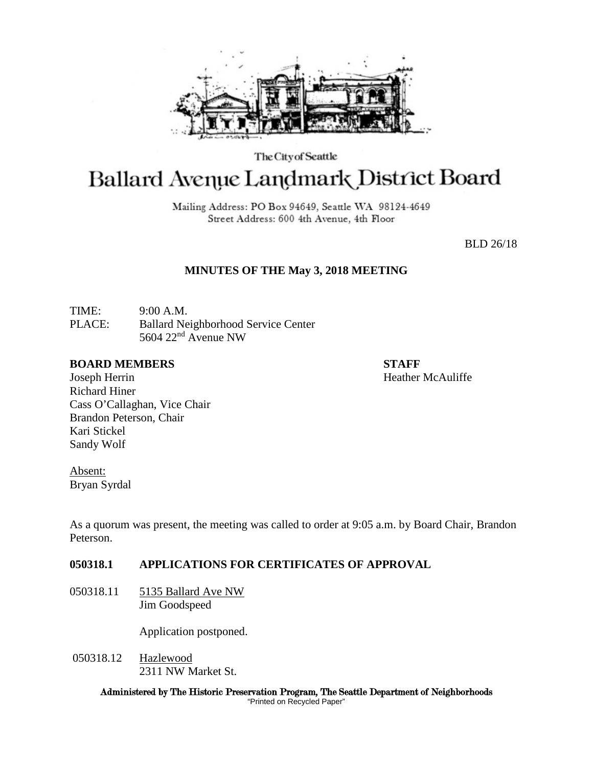The City of Seattle

# Ballard Avenue Landmark District Board

Mailing Address: PO Box 94649, Seattle WA 98124-4649
Street Address: 600 4th Avenue, 4th Floor

BLD 26/18

## MINUTES OF THE May 3, 2018 MEETING

TIME: 9:00 A.M.
PLACE: Ballard Neighborhood Service Center
5604 22nd Avenue NW

**BOARD MEMBERS**
Joseph Herrin
Richard Hiner
Cass O'Callaghan, Vice Chair
Brandon Peterson, Chair
Kari Stickel
Sandy Wolf

**STAFF**
Heather McAuliffe

Absent:
Bryan Syrdal

As a quorum was present, the meeting was called to order at 9:05 a.m. by Board Chair, Brandon Peterson.

### 050318.1 APPLICATIONS FOR CERTIFICATES OF APPROVAL

050318.11 5135 Ballard Ave NW
Jim Goodspeed

Application postponed.

050318.12 Hazlewood
2311 NW Market St.

Administered by The Historic Preservation Program, The Seattle Department of Neighborhoods
"Printed on Recycled Paper"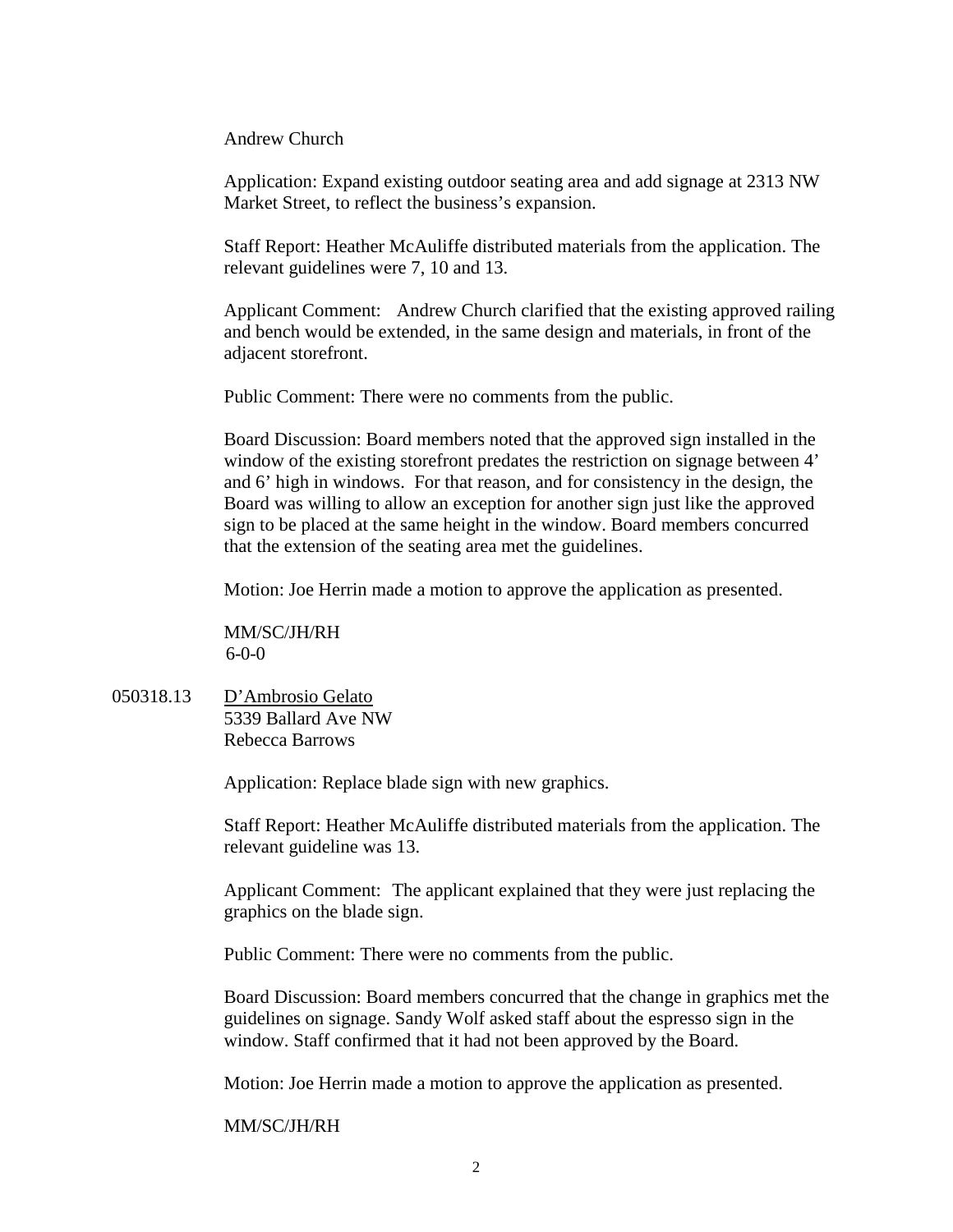Andrew Church

Application: Expand existing outdoor seating area and add signage at 2313 NW Market Street, to reflect the business's expansion.

Staff Report: Heather McAuliffe distributed materials from the application. The relevant guidelines were 7, 10 and 13.

Applicant Comment: Andrew Church clarified that the existing approved railing and bench would be extended, in the same design and materials, in front of the adjacent storefront.

Public Comment: There were no comments from the public.

Board Discussion: Board members noted that the approved sign installed in the window of the existing storefront predates the restriction on signage between 4' and 6' high in windows. For that reason, and for consistency in the design, the Board was willing to allow an exception for another sign just like the approved sign to be placed at the same height in the window. Board members concurred that the extension of the seating area met the guidelines.

Motion: Joe Herrin made a motion to approve the application as presented.

MM/SC/JH/RH
6-0-0

050318.13 D'Ambrosio Gelato
5339 Ballard Ave NW
Rebecca Barrows

Application: Replace blade sign with new graphics.

Staff Report: Heather McAuliffe distributed materials from the application. The relevant guideline was 13.

Applicant Comment: The applicant explained that they were just replacing the graphics on the blade sign.

Public Comment: There were no comments from the public.

Board Discussion: Board members concurred that the change in graphics met the guidelines on signage. Sandy Wolf asked staff about the espresso sign in the window. Staff confirmed that it had not been approved by the Board.

Motion: Joe Herrin made a motion to approve the application as presented.

MM/SC/JH/RH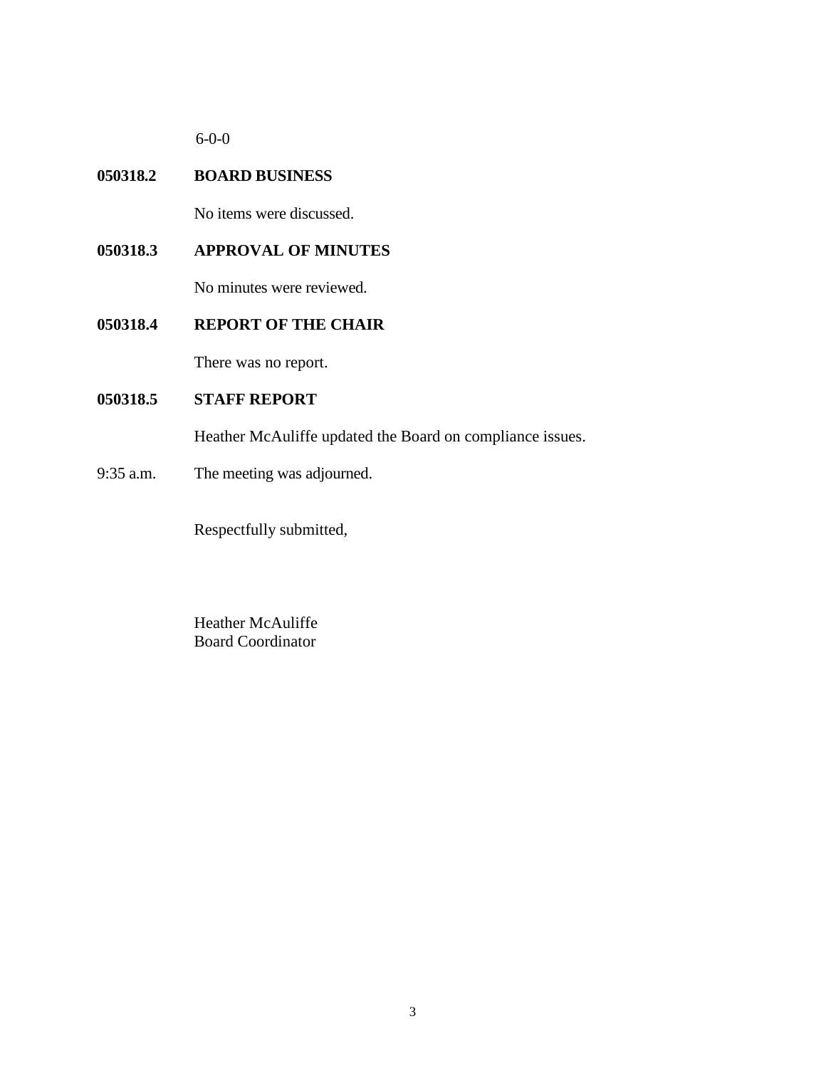6-0-0

**050318.2 BOARD BUSINESS**

No items were discussed.

**050318.3 APPROVAL OF MINUTES**

No minutes were reviewed.

**050318.4 REPORT OF THE CHAIR**

There was no report.

**050318.5 STAFF REPORT**

Heather McAuliffe updated the Board on compliance issues.

9:35 a.m. The meeting was adjourned.

Respectfully submitted,

Heather McAuliffe
Board Coordinator